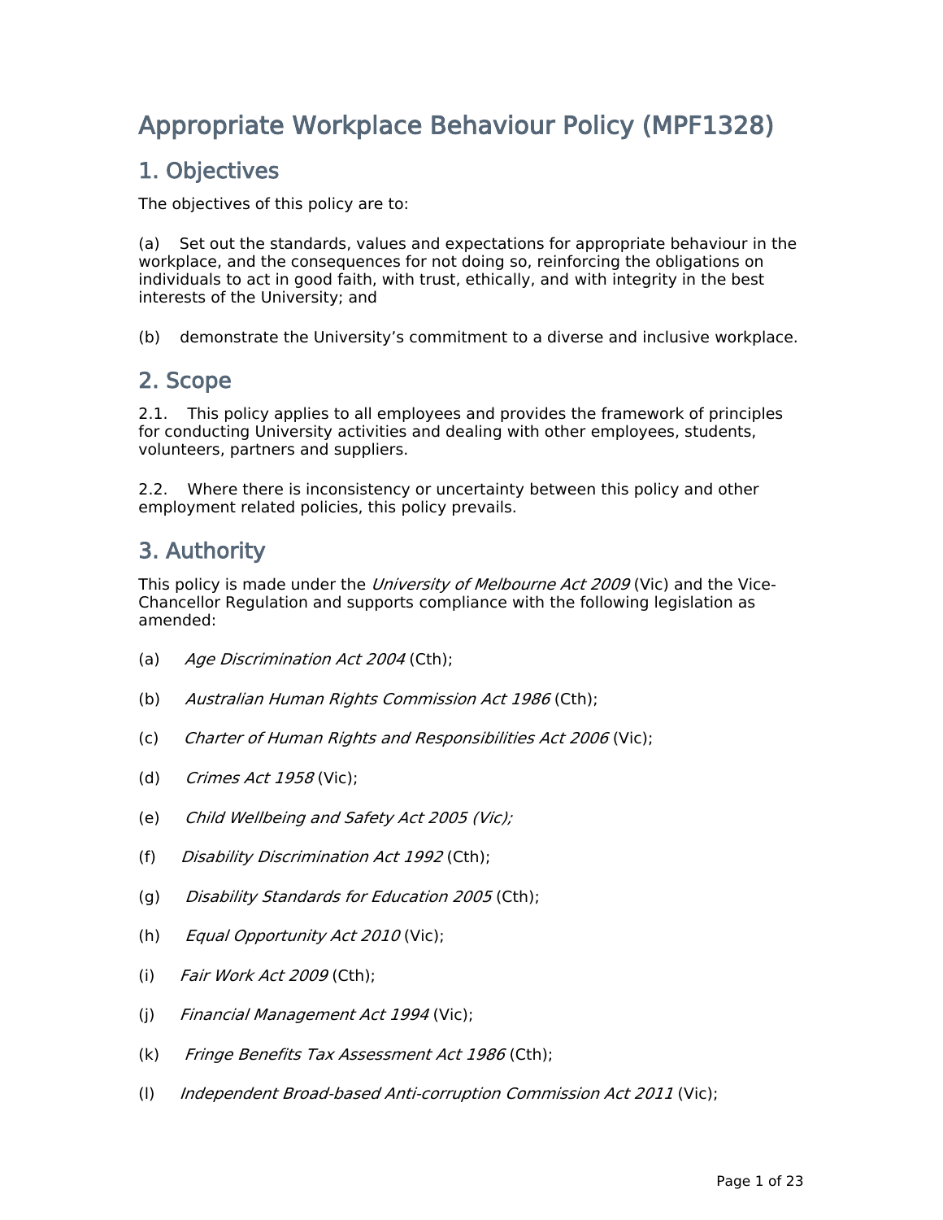# Appropriate Workplace Behaviour Policy (MPF1328)

## 1. Objectives

The objectives of this policy are to:

(a) Set out the standards, values and expectations for appropriate behaviour in the workplace, and the consequences for not doing so, reinforcing the obligations on individuals to act in good faith, with trust, ethically, and with integrity in the best interests of the University; and

(b) demonstrate the University's commitment to a diverse and inclusive workplace.

## 2. Scope

2.1. This policy applies to all employees and provides the framework of principles for conducting University activities and dealing with other employees, students, volunteers, partners and suppliers.

2.2. Where there is inconsistency or uncertainty between this policy and other employment related policies, this policy prevails.

## 3. Authority

This policy is made under the *University of Melbourne Act 2009* (Vic) and the Vice-Chancellor Regulation and supports compliance with the following legislation as amended:

(a) *Age Discrimination Act 2004* (Cth);

(b) *Australian Human Rights Commission Act 1986* (Cth);

(c) *Charter of Human Rights and Responsibilities Act 2006* (Vic);

(d) *Crimes Act 1958* (Vic);

(e) *Child Wellbeing and Safety Act 2005 (Vic);*

(f) *Disability Discrimination Act 1992* (Cth);

(g) *Disability Standards for Education 2005* (Cth);

(h) *Equal Opportunity Act 2010* (Vic);

(i) *Fair Work Act 2009* (Cth);

(j) *Financial Management Act 1994* (Vic);

(k) *Fringe Benefits Tax Assessment Act 1986* (Cth);

(l) *Independent Broad-based Anti-corruption Commission Act 2011* (Vic);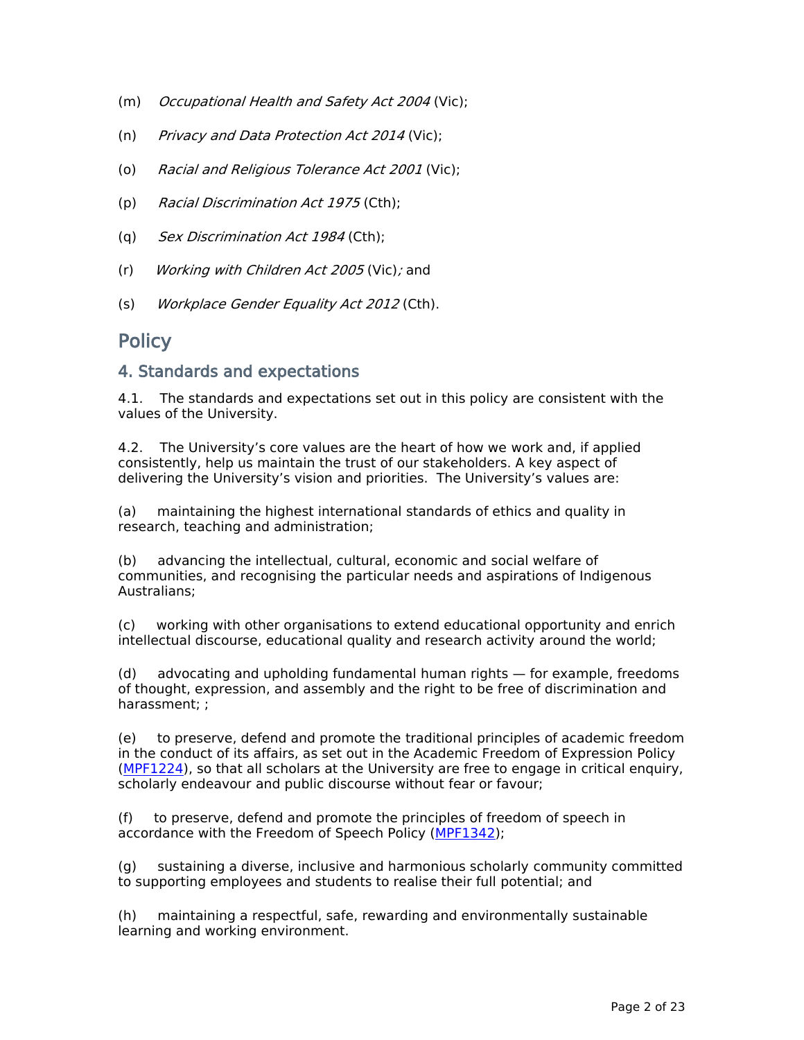(m) *Occupational Health and Safety Act 2004* (Vic);

(n) *Privacy and Data Protection Act 2014* (Vic);

(o) *Racial and Religious Tolerance Act 2001* (Vic);

(p) *Racial Discrimination Act 1975* (Cth);

(q) *Sex Discrimination Act 1984* (Cth);

(r) *Working with Children Act 2005* (Vic)*;* and

(s) *Workplace Gender Equality Act 2012* (Cth).

# Policy

## 4. Standards and expectations

4.1. The standards and expectations set out in this policy are consistent with the values of the University.

4.2. The University's core values are the heart of how we work and, if applied consistently, help us maintain the trust of our stakeholders. A key aspect of delivering the University's vision and priorities. The University's values are:

(a) maintaining the highest international standards of ethics and quality in research, teaching and administration;

(b) advancing the intellectual, cultural, economic and social welfare of communities, and recognising the particular needs and aspirations of Indigenous Australians;

(c) working with other organisations to extend educational opportunity and enrich intellectual discourse, educational quality and research activity around the world;

(d) advocating and upholding fundamental human rights — for example, freedoms of thought, expression, and assembly and the right to be free of discrimination and harassment; ;

(e) to preserve, defend and promote the traditional principles of academic freedom in the conduct of its affairs, as set out in the Academic Freedom of Expression Policy (MPF1224), so that all scholars at the University are free to engage in critical enquiry, scholarly endeavour and public discourse without fear or favour;

(f) to preserve, defend and promote the principles of freedom of speech in accordance with the Freedom of Speech Policy (MPF1342);

(g) sustaining a diverse, inclusive and harmonious scholarly community committed to supporting employees and students to realise their full potential; and

(h) maintaining a respectful, safe, rewarding and environmentally sustainable learning and working environment.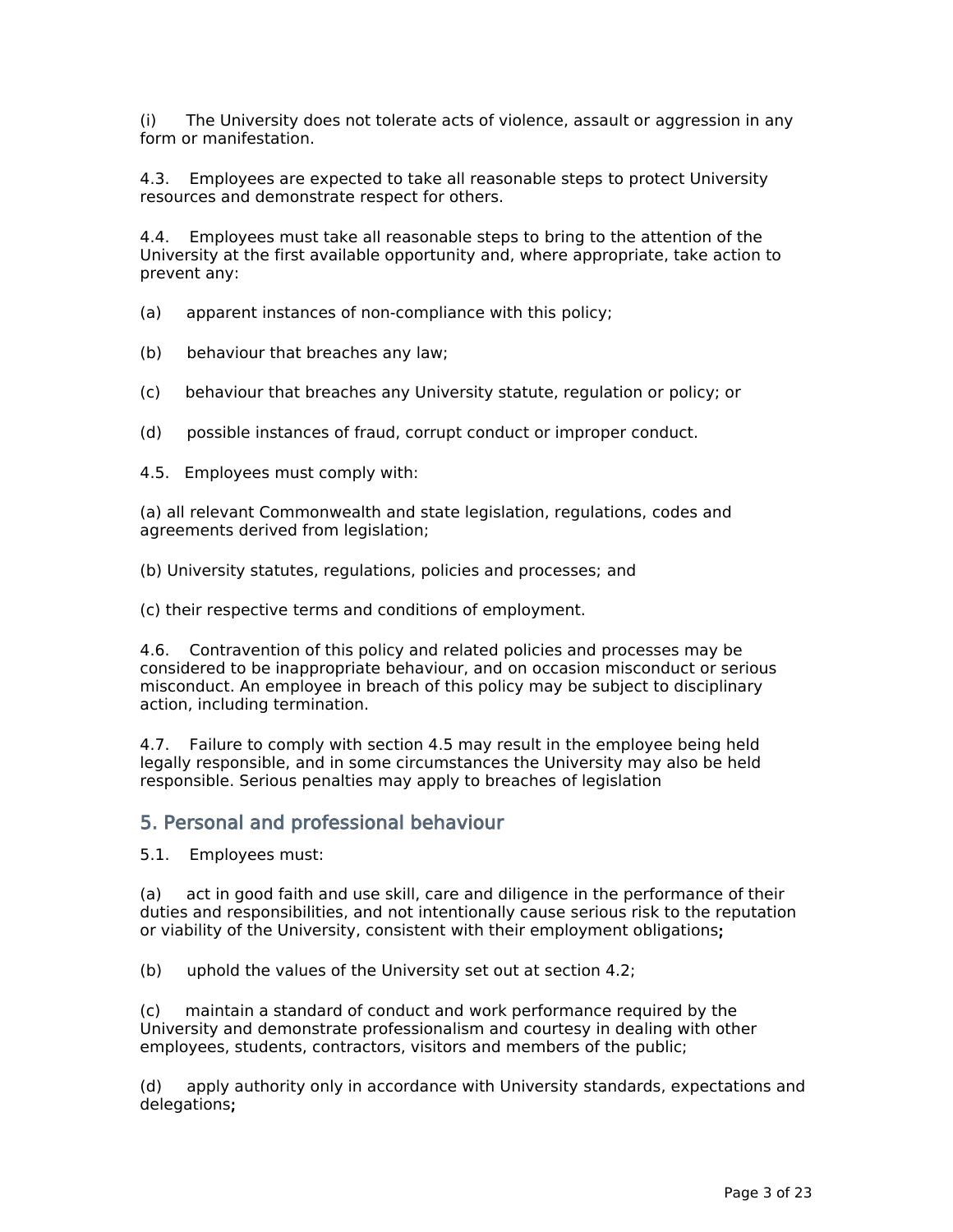(i) The University does not tolerate acts of violence, assault or aggression in any form or manifestation.

4.3. Employees are expected to take all reasonable steps to protect University resources and demonstrate respect for others.

4.4. Employees must take all reasonable steps to bring to the attention of the University at the first available opportunity and, where appropriate, take action to prevent any:

(a) apparent instances of non-compliance with this policy;

(b) behaviour that breaches any law;

(c) behaviour that breaches any University statute, regulation or policy; or

(d) possible instances of fraud, corrupt conduct or improper conduct.

4.5. Employees must comply with:

(a) all relevant Commonwealth and state legislation, regulations, codes and agreements derived from legislation;

(b) University statutes, regulations, policies and processes; and

(c) their respective terms and conditions of employment.

4.6. Contravention of this policy and related policies and processes may be considered to be inappropriate behaviour, and on occasion misconduct or serious misconduct. An employee in breach of this policy may be subject to disciplinary action, including termination.

4.7. Failure to comply with section 4.5 may result in the employee being held legally responsible, and in some circumstances the University may also be held responsible. Serious penalties may apply to breaches of legislation

## 5. Personal and professional behaviour

5.1. Employees must:

(a) act in good faith and use skill, care and diligence in the performance of their duties and responsibilities, and not intentionally cause serious risk to the reputation or viability of the University, consistent with their employment obligations**;**

(b) uphold the values of the University set out at section 4.2;

(c) maintain a standard of conduct and work performance required by the University and demonstrate professionalism and courtesy in dealing with other employees, students, contractors, visitors and members of the public;

(d) apply authority only in accordance with University standards, expectations and delegations**;**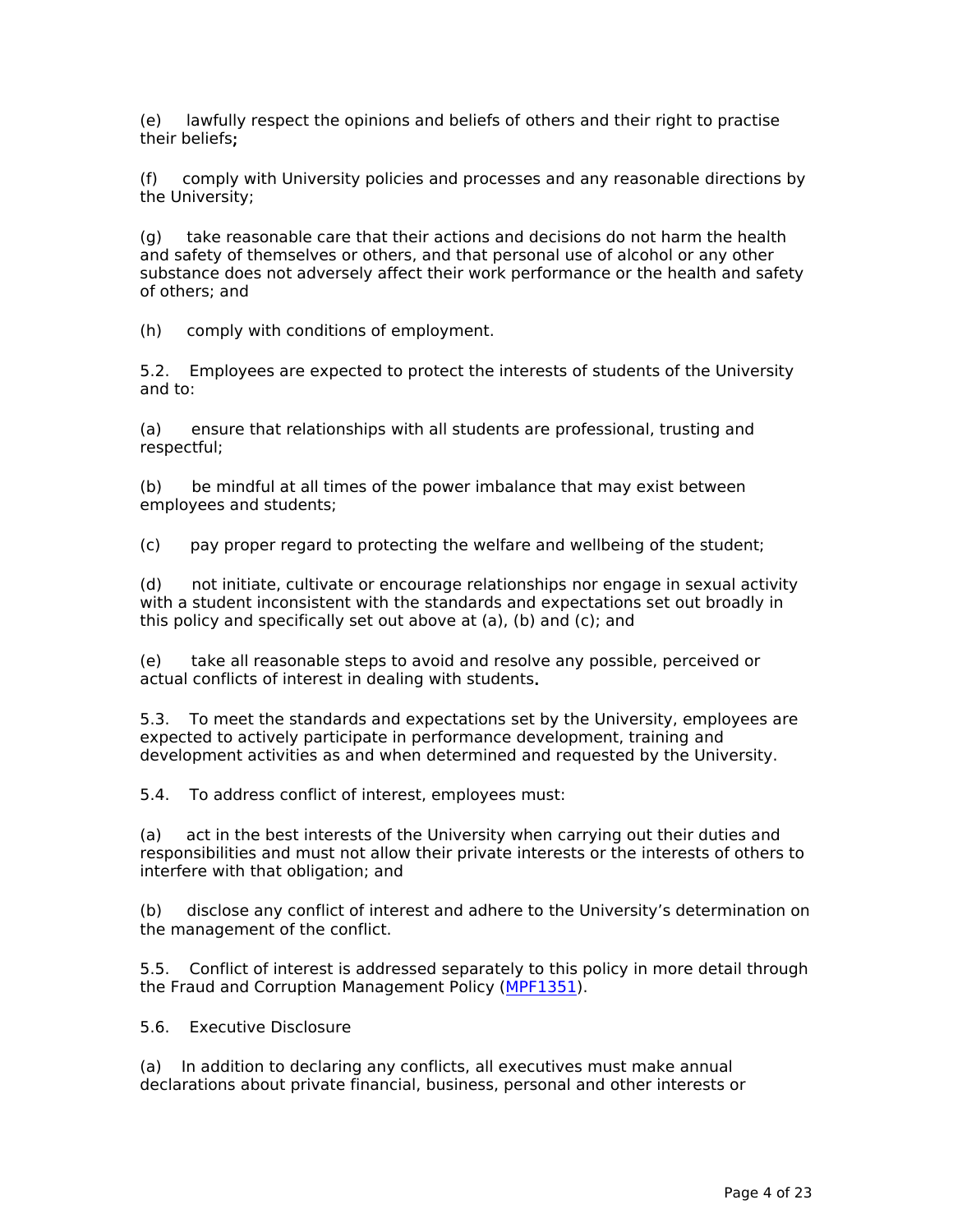(e) lawfully respect the opinions and beliefs of others and their right to practise their beliefs**;**

(f) comply with University policies and processes and any reasonable directions by the University;

(g) take reasonable care that their actions and decisions do not harm the health and safety of themselves or others, and that personal use of alcohol or any other substance does not adversely affect their work performance or the health and safety of others; and

(h) comply with conditions of employment.

5.2. Employees are expected to protect the interests of students of the University and to:

(a) ensure that relationships with all students are professional, trusting and respectful;

(b) be mindful at all times of the power imbalance that may exist between employees and students;

(c) pay proper regard to protecting the welfare and wellbeing of the student;

(d) not initiate, cultivate or encourage relationships nor engage in sexual activity with a student inconsistent with the standards and expectations set out broadly in this policy and specifically set out above at (a), (b) and (c); and

(e) take all reasonable steps to avoid and resolve any possible, perceived or actual conflicts of interest in dealing with students**.**

5.3. To meet the standards and expectations set by the University, employees are expected to actively participate in performance development, training and development activities as and when determined and requested by the University.

5.4. To address conflict of interest, employees must:

(a) act in the best interests of the University when carrying out their duties and responsibilities and must not allow their private interests or the interests of others to interfere with that obligation; and

(b) disclose any conflict of interest and adhere to the University's determination on the management of the conflict.

5.5. Conflict of interest is addressed separately to this policy in more detail through the Fraud and Corruption Management Policy (MPF1351).

5.6. Executive Disclosure

(a) In addition to declaring any conflicts, all executives must make annual declarations about private financial, business, personal and other interests or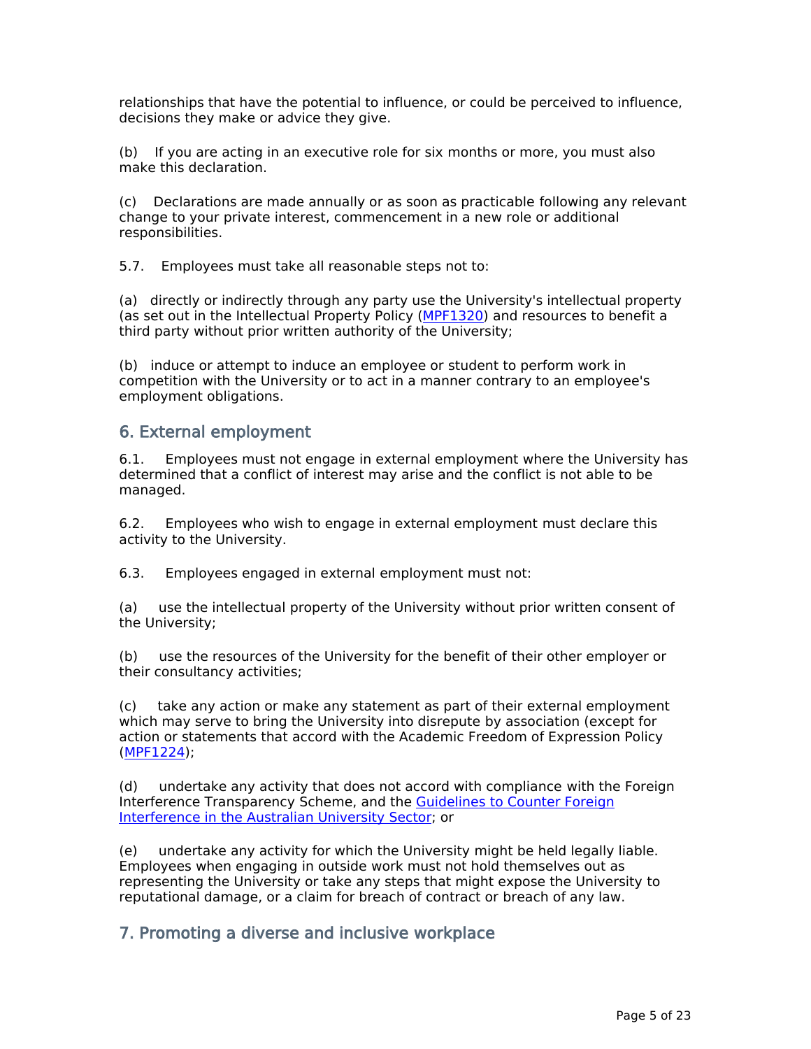relationships that have the potential to influence, or could be perceived to influence, decisions they make or advice they give.

(b) If you are acting in an executive role for six months or more, you must also make this declaration.

(c) Declarations are made annually or as soon as practicable following any relevant change to your private interest, commencement in a new role or additional responsibilities.

5.7. Employees must take all reasonable steps not to:

(a) directly or indirectly through any party use the University's intellectual property (as set out in the Intellectual Property Policy (MPF1320) and resources to benefit a third party without prior written authority of the University;

(b) induce or attempt to induce an employee or student to perform work in competition with the University or to act in a manner contrary to an employee's employment obligations.

## 6. External employment

6.1. Employees must not engage in external employment where the University has determined that a conflict of interest may arise and the conflict is not able to be managed.

6.2. Employees who wish to engage in external employment must declare this activity to the University.

6.3. Employees engaged in external employment must not:

(a) use the intellectual property of the University without prior written consent of the University;

(b) use the resources of the University for the benefit of their other employer or their consultancy activities;

(c) take any action or make any statement as part of their external employment which may serve to bring the University into disrepute by association (except for action or statements that accord with the Academic Freedom of Expression Policy (MPF1224);

(d) undertake any activity that does not accord with compliance with the Foreign Interference Transparency Scheme, and the Guidelines to Counter Foreign Interference in the Australian University Sector; or

(e) undertake any activity for which the University might be held legally liable. Employees when engaging in outside work must not hold themselves out as representing the University or take any steps that might expose the University to reputational damage, or a claim for breach of contract or breach of any law.

## 7. Promoting a diverse and inclusive workplace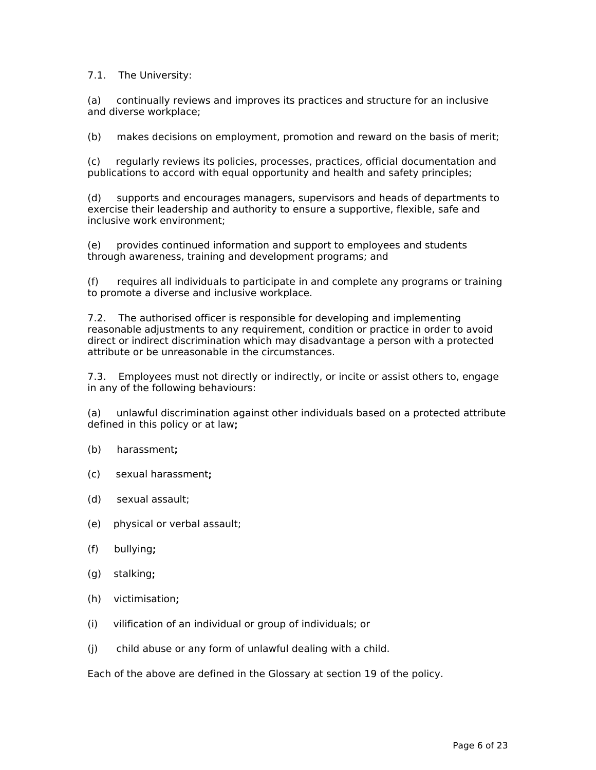7.1. The University:

(a) continually reviews and improves its practices and structure for an inclusive and diverse workplace;

(b) makes decisions on employment, promotion and reward on the basis of merit;

(c) regularly reviews its policies, processes, practices, official documentation and publications to accord with equal opportunity and health and safety principles;

(d) supports and encourages managers, supervisors and heads of departments to exercise their leadership and authority to ensure a supportive, flexible, safe and inclusive work environment;

(e) provides continued information and support to employees and students through awareness, training and development programs; and

(f) requires all individuals to participate in and complete any programs or training to promote a diverse and inclusive workplace.

7.2. The authorised officer is responsible for developing and implementing reasonable adjustments to any requirement, condition or practice in order to avoid direct or indirect discrimination which may disadvantage a person with a protected attribute or be unreasonable in the circumstances.

7.3. Employees must not directly or indirectly, or incite or assist others to, engage in any of the following behaviours:

(a) unlawful discrimination against other individuals based on a protected attribute defined in this policy or at law**;**

(b) harassment**;**

(c) sexual harassment**;**

(d) sexual assault;

(e) physical or verbal assault;

(f) bullying**;**

(g) stalking**;**

(h) victimisation**;**

(i) vilification of an individual or group of individuals; or

(j) child abuse or any form of unlawful dealing with a child.

Each of the above are defined in the Glossary at section 19 of the policy.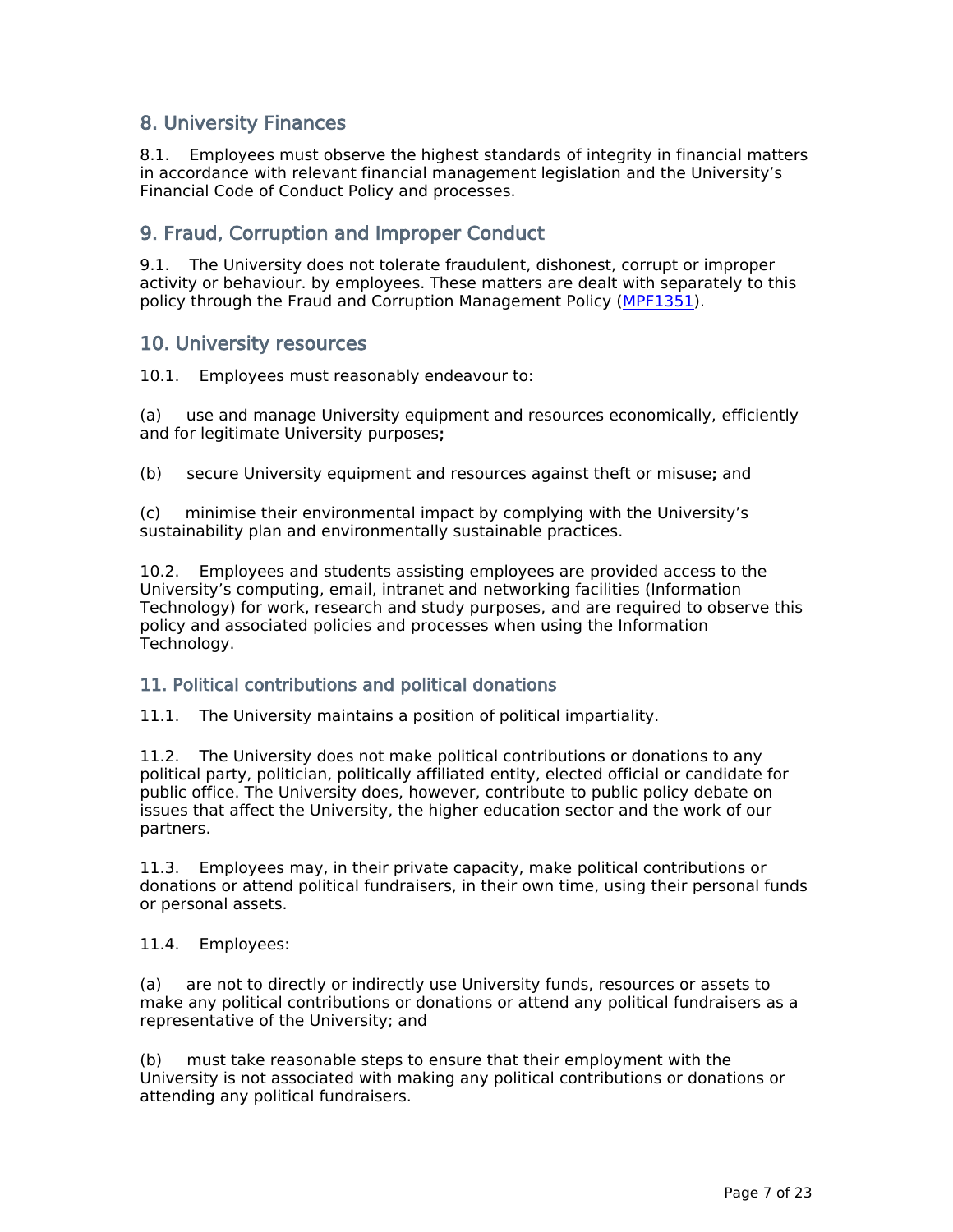## 8. University Finances

8.1. Employees must observe the highest standards of integrity in financial matters in accordance with relevant financial management legislation and the University's Financial Code of Conduct Policy and processes.

## 9. Fraud, Corruption and Improper Conduct

9.1. The University does not tolerate fraudulent, dishonest, corrupt or improper activity or behaviour. by employees. These matters are dealt with separately to this policy through the Fraud and Corruption Management Policy (MPF1351).

## 10. University resources

10.1. Employees must reasonably endeavour to:

(a) use and manage University equipment and resources economically, efficiently and for legitimate University purposes**;**

(b) secure University equipment and resources against theft or misuse**;** and

(c) minimise their environmental impact by complying with the University's sustainability plan and environmentally sustainable practices.

10.2. Employees and students assisting employees are provided access to the University's computing, email, intranet and networking facilities (Information Technology) for work, research and study purposes, and are required to observe this policy and associated policies and processes when using the Information Technology.

### 11. Political contributions and political donations

11.1. The University maintains a position of political impartiality.

11.2. The University does not make political contributions or donations to any political party, politician, politically affiliated entity, elected official or candidate for public office. The University does, however, contribute to public policy debate on issues that affect the University, the higher education sector and the work of our partners.

11.3. Employees may, in their private capacity, make political contributions or donations or attend political fundraisers, in their own time, using their personal funds or personal assets.

11.4. Employees:

(a) are not to directly or indirectly use University funds, resources or assets to make any political contributions or donations or attend any political fundraisers as a representative of the University; and

(b) must take reasonable steps to ensure that their employment with the University is not associated with making any political contributions or donations or attending any political fundraisers.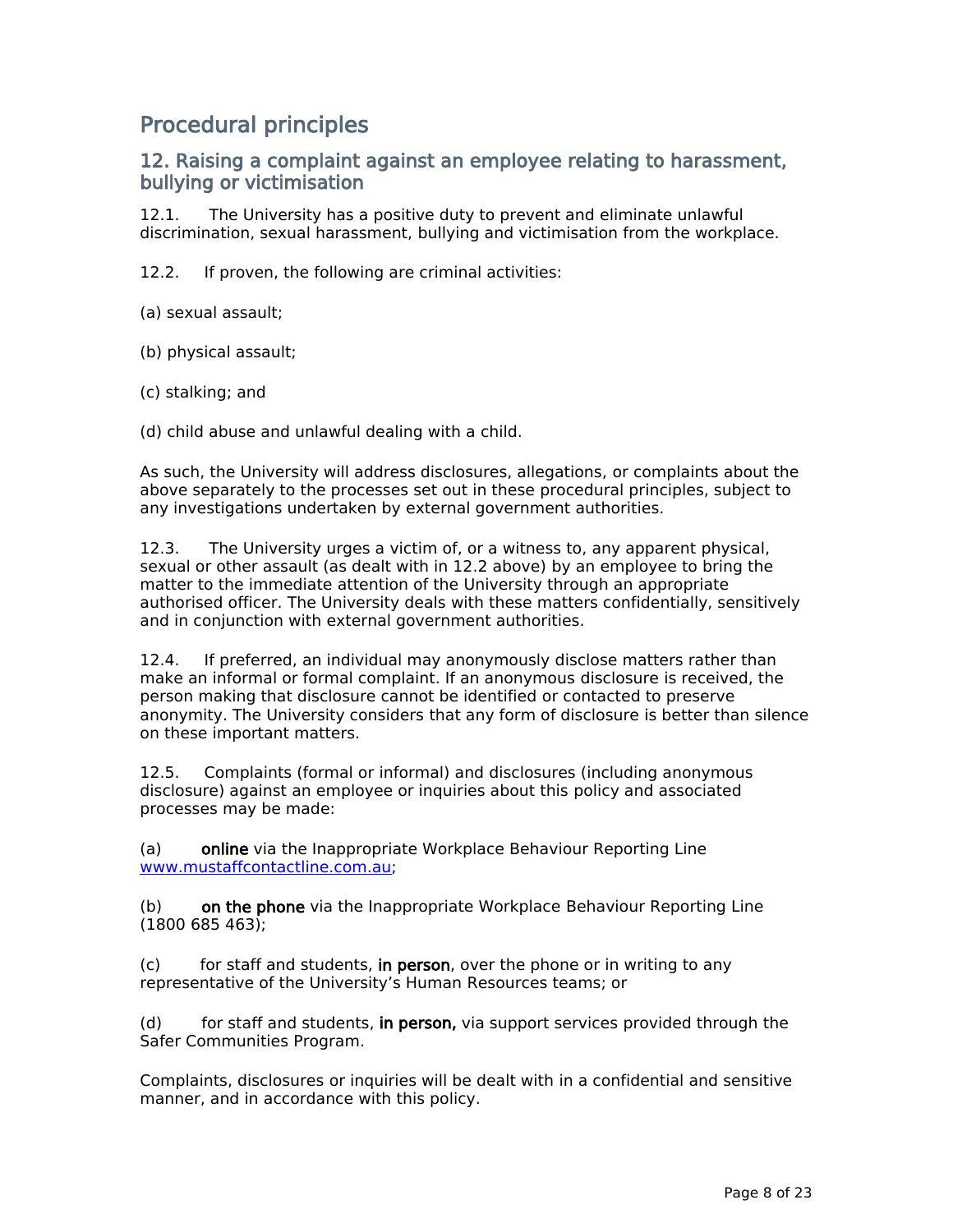# Procedural principles

## 12. Raising a complaint against an employee relating to harassment, bullying or victimisation

12.1. The University has a positive duty to prevent and eliminate unlawful discrimination, sexual harassment, bullying and victimisation from the workplace.

12.2. If proven, the following are criminal activities:

(a) sexual assault;

(b) physical assault;

(c) stalking; and

(d) child abuse and unlawful dealing with a child.

As such, the University will address disclosures, allegations, or complaints about the above separately to the processes set out in these procedural principles, subject to any investigations undertaken by external government authorities.

12.3. The University urges a victim of, or a witness to, any apparent physical, sexual or other assault (as dealt with in 12.2 above) by an employee to bring the matter to the immediate attention of the University through an appropriate authorised officer. The University deals with these matters confidentially, sensitively and in conjunction with external government authorities.

12.4. If preferred, an individual may anonymously disclose matters rather than make an informal or formal complaint. If an anonymous disclosure is received, the person making that disclosure cannot be identified or contacted to preserve anonymity. The University considers that any form of disclosure is better than silence on these important matters.

12.5. Complaints (formal or informal) and disclosures (including anonymous disclosure) against an employee or inquiries about this policy and associated processes may be made:

(a) **online** via the Inappropriate Workplace Behaviour Reporting Line [www.mustaffcontactline.com.au](http://www.mustaffcontactline.com.au);

(b) **on the phone** via the Inappropriate Workplace Behaviour Reporting Line (1800 685 463);

(c) for staff and students, **in person**, over the phone or in writing to any representative of the University's Human Resources teams; or

(d) for staff and students, **in person,** via support services provided through the Safer Communities Program.

Complaints, disclosures or inquiries will be dealt with in a confidential and sensitive manner, and in accordance with this policy.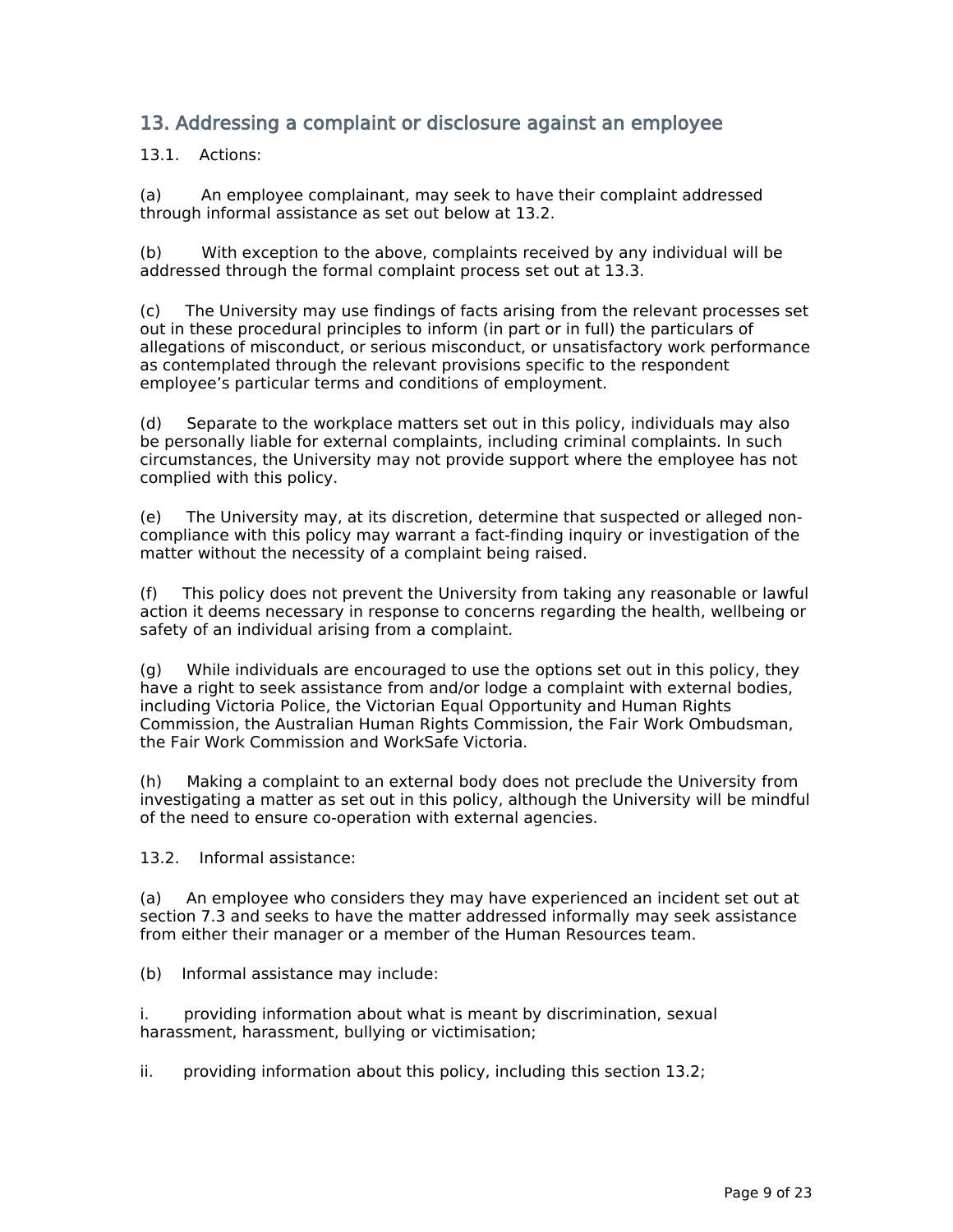## 13. Addressing a complaint or disclosure against an employee

13.1. Actions:

(a) An employee complainant, may seek to have their complaint addressed through informal assistance as set out below at 13.2.

(b) With exception to the above, complaints received by any individual will be addressed through the formal complaint process set out at 13.3.

(c) The University may use findings of facts arising from the relevant processes set out in these procedural principles to inform (in part or in full) the particulars of allegations of misconduct, or serious misconduct, or unsatisfactory work performance as contemplated through the relevant provisions specific to the respondent employee's particular terms and conditions of employment.

(d) Separate to the workplace matters set out in this policy, individuals may also be personally liable for external complaints, including criminal complaints. In such circumstances, the University may not provide support where the employee has not complied with this policy.

(e) The University may, at its discretion, determine that suspected or alleged non-compliance with this policy may warrant a fact-finding inquiry or investigation of the matter without the necessity of a complaint being raised.

(f) This policy does not prevent the University from taking any reasonable or lawful action it deems necessary in response to concerns regarding the health, wellbeing or safety of an individual arising from a complaint.

(g) While individuals are encouraged to use the options set out in this policy, they have a right to seek assistance from and/or lodge a complaint with external bodies, including Victoria Police, the Victorian Equal Opportunity and Human Rights Commission, the Australian Human Rights Commission, the Fair Work Ombudsman, the Fair Work Commission and WorkSafe Victoria.

(h) Making a complaint to an external body does not preclude the University from investigating a matter as set out in this policy, although the University will be mindful of the need to ensure co-operation with external agencies.

13.2. Informal assistance:

(a) An employee who considers they may have experienced an incident set out at section 7.3 and seeks to have the matter addressed informally may seek assistance from either their manager or a member of the Human Resources team.

(b) Informal assistance may include:

i. providing information about what is meant by discrimination, sexual harassment, harassment, bullying or victimisation;

ii. providing information about this policy, including this section 13.2;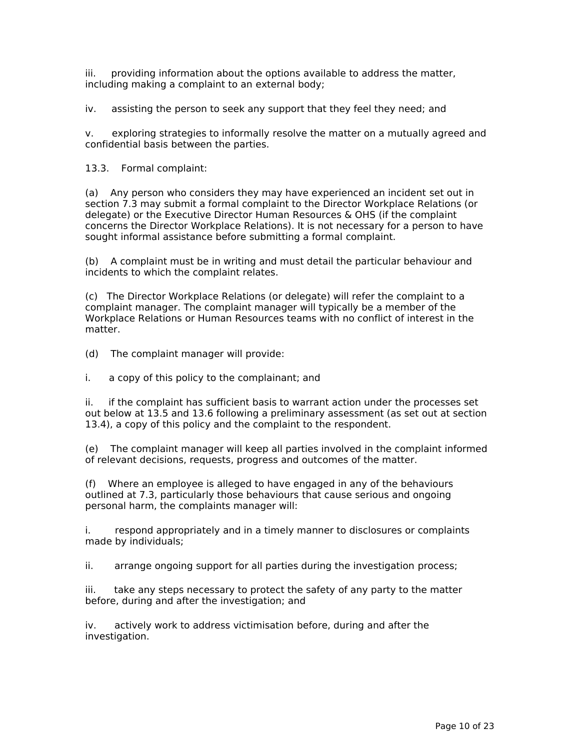iii. providing information about the options available to address the matter, including making a complaint to an external body;

iv. assisting the person to seek any support that they feel they need; and

v. exploring strategies to informally resolve the matter on a mutually agreed and confidential basis between the parties.

13.3. Formal complaint:

(a) Any person who considers they may have experienced an incident set out in section 7.3 may submit a formal complaint to the Director Workplace Relations (or delegate) or the Executive Director Human Resources & OHS (if the complaint concerns the Director Workplace Relations). It is not necessary for a person to have sought informal assistance before submitting a formal complaint.

(b) A complaint must be in writing and must detail the particular behaviour and incidents to which the complaint relates.

(c) The Director Workplace Relations (or delegate) will refer the complaint to a complaint manager. The complaint manager will typically be a member of the Workplace Relations or Human Resources teams with no conflict of interest in the matter.

(d) The complaint manager will provide:

i. a copy of this policy to the complainant; and

ii. if the complaint has sufficient basis to warrant action under the processes set out below at 13.5 and 13.6 following a preliminary assessment (as set out at section 13.4), a copy of this policy and the complaint to the respondent.

(e) The complaint manager will keep all parties involved in the complaint informed of relevant decisions, requests, progress and outcomes of the matter.

(f) Where an employee is alleged to have engaged in any of the behaviours outlined at 7.3, particularly those behaviours that cause serious and ongoing personal harm, the complaints manager will:

i. respond appropriately and in a timely manner to disclosures or complaints made by individuals;

ii. arrange ongoing support for all parties during the investigation process;

iii. take any steps necessary to protect the safety of any party to the matter before, during and after the investigation; and

iv. actively work to address victimisation before, during and after the investigation.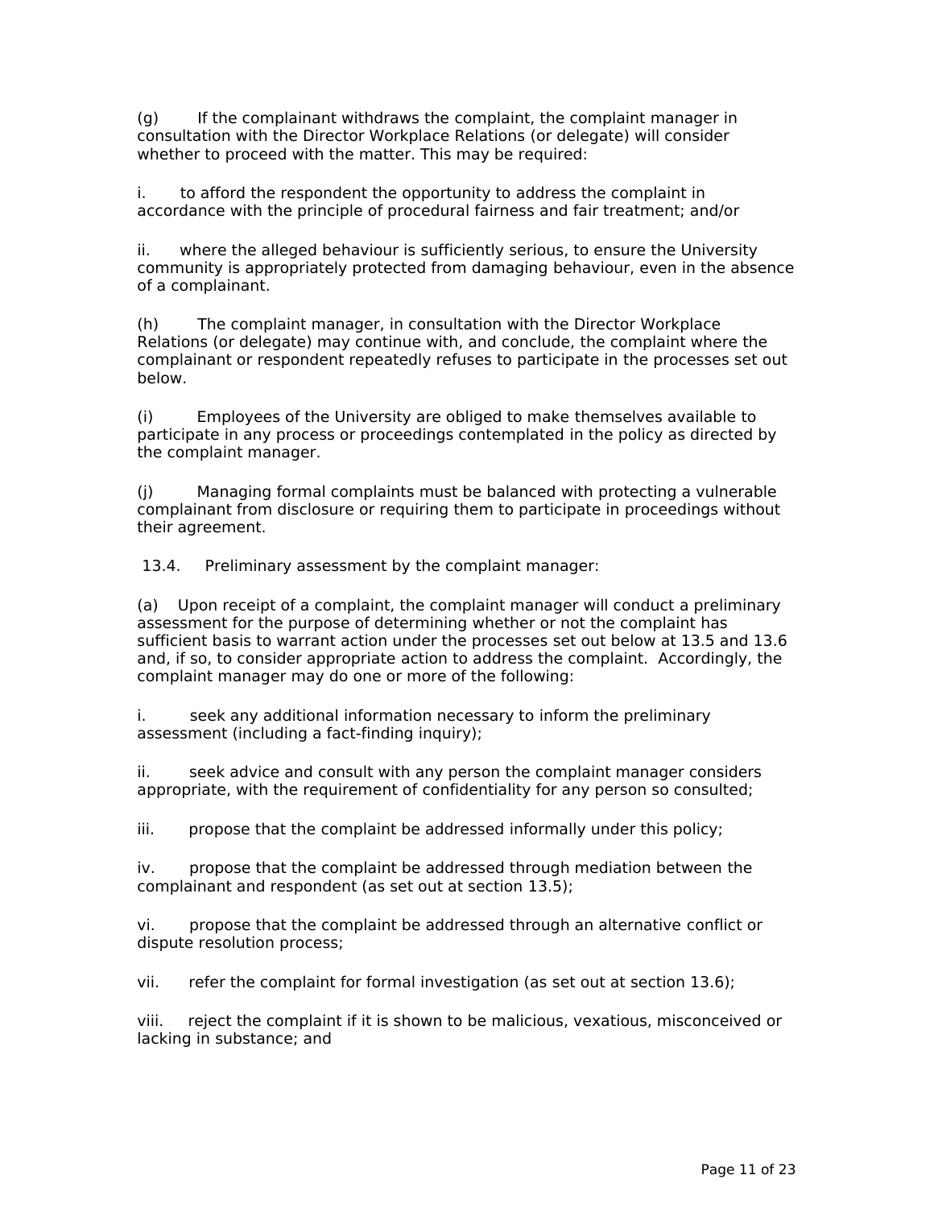(g) If the complainant withdraws the complaint, the complaint manager in consultation with the Director Workplace Relations (or delegate) will consider whether to proceed with the matter. This may be required:

i. to afford the respondent the opportunity to address the complaint in accordance with the principle of procedural fairness and fair treatment; and/or

ii. where the alleged behaviour is sufficiently serious, to ensure the University community is appropriately protected from damaging behaviour, even in the absence of a complainant.

(h) The complaint manager, in consultation with the Director Workplace Relations (or delegate) may continue with, and conclude, the complaint where the complainant or respondent repeatedly refuses to participate in the processes set out below.

(i) Employees of the University are obliged to make themselves available to participate in any process or proceedings contemplated in the policy as directed by the complaint manager.

(j) Managing formal complaints must be balanced with protecting a vulnerable complainant from disclosure or requiring them to participate in proceedings without their agreement.

13.4. Preliminary assessment by the complaint manager:

(a) Upon receipt of a complaint, the complaint manager will conduct a preliminary assessment for the purpose of determining whether or not the complaint has sufficient basis to warrant action under the processes set out below at 13.5 and 13.6 and, if so, to consider appropriate action to address the complaint. Accordingly, the complaint manager may do one or more of the following:

i. seek any additional information necessary to inform the preliminary assessment (including a fact-finding inquiry);

ii. seek advice and consult with any person the complaint manager considers appropriate, with the requirement of confidentiality for any person so consulted;

iii. propose that the complaint be addressed informally under this policy;

iv. propose that the complaint be addressed through mediation between the complainant and respondent (as set out at section 13.5);

vi. propose that the complaint be addressed through an alternative conflict or dispute resolution process;

vii. refer the complaint for formal investigation (as set out at section 13.6);

viii. reject the complaint if it is shown to be malicious, vexatious, misconceived or lacking in substance; and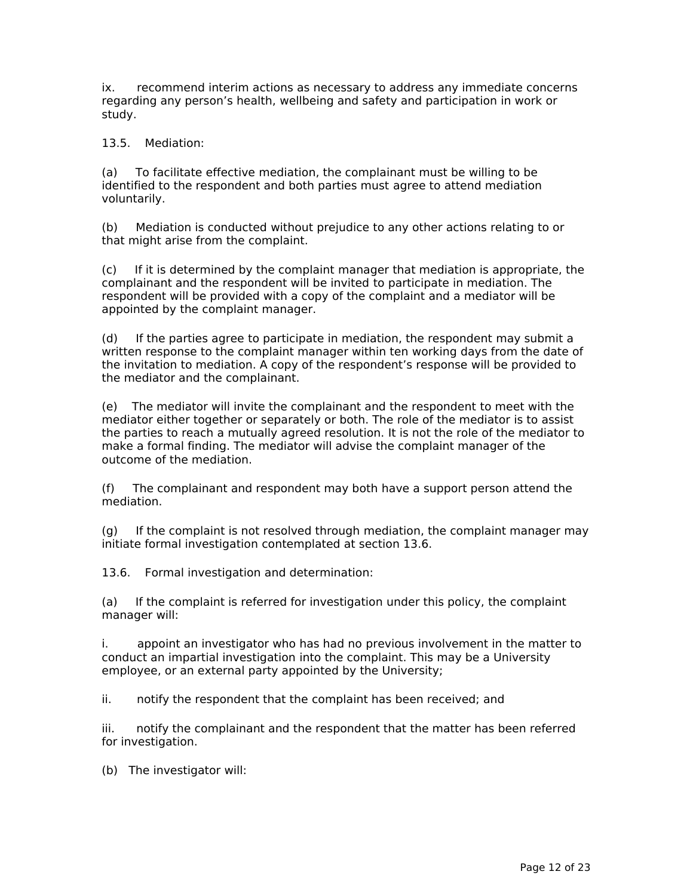ix. recommend interim actions as necessary to address any immediate concerns regarding any person's health, wellbeing and safety and participation in work or study.

13.5. Mediation:

(a) To facilitate effective mediation, the complainant must be willing to be identified to the respondent and both parties must agree to attend mediation voluntarily.

(b) Mediation is conducted without prejudice to any other actions relating to or that might arise from the complaint.

(c) If it is determined by the complaint manager that mediation is appropriate, the complainant and the respondent will be invited to participate in mediation. The respondent will be provided with a copy of the complaint and a mediator will be appointed by the complaint manager.

(d) If the parties agree to participate in mediation, the respondent may submit a written response to the complaint manager within ten working days from the date of the invitation to mediation. A copy of the respondent's response will be provided to the mediator and the complainant.

(e) The mediator will invite the complainant and the respondent to meet with the mediator either together or separately or both. The role of the mediator is to assist the parties to reach a mutually agreed resolution. It is not the role of the mediator to make a formal finding. The mediator will advise the complaint manager of the outcome of the mediation.

(f) The complainant and respondent may both have a support person attend the mediation.

(g) If the complaint is not resolved through mediation, the complaint manager may initiate formal investigation contemplated at section 13.6.

13.6. Formal investigation and determination:

(a) If the complaint is referred for investigation under this policy, the complaint manager will:

i. appoint an investigator who has had no previous involvement in the matter to conduct an impartial investigation into the complaint. This may be a University employee, or an external party appointed by the University;

ii. notify the respondent that the complaint has been received; and

iii. notify the complainant and the respondent that the matter has been referred for investigation.

(b) The investigator will: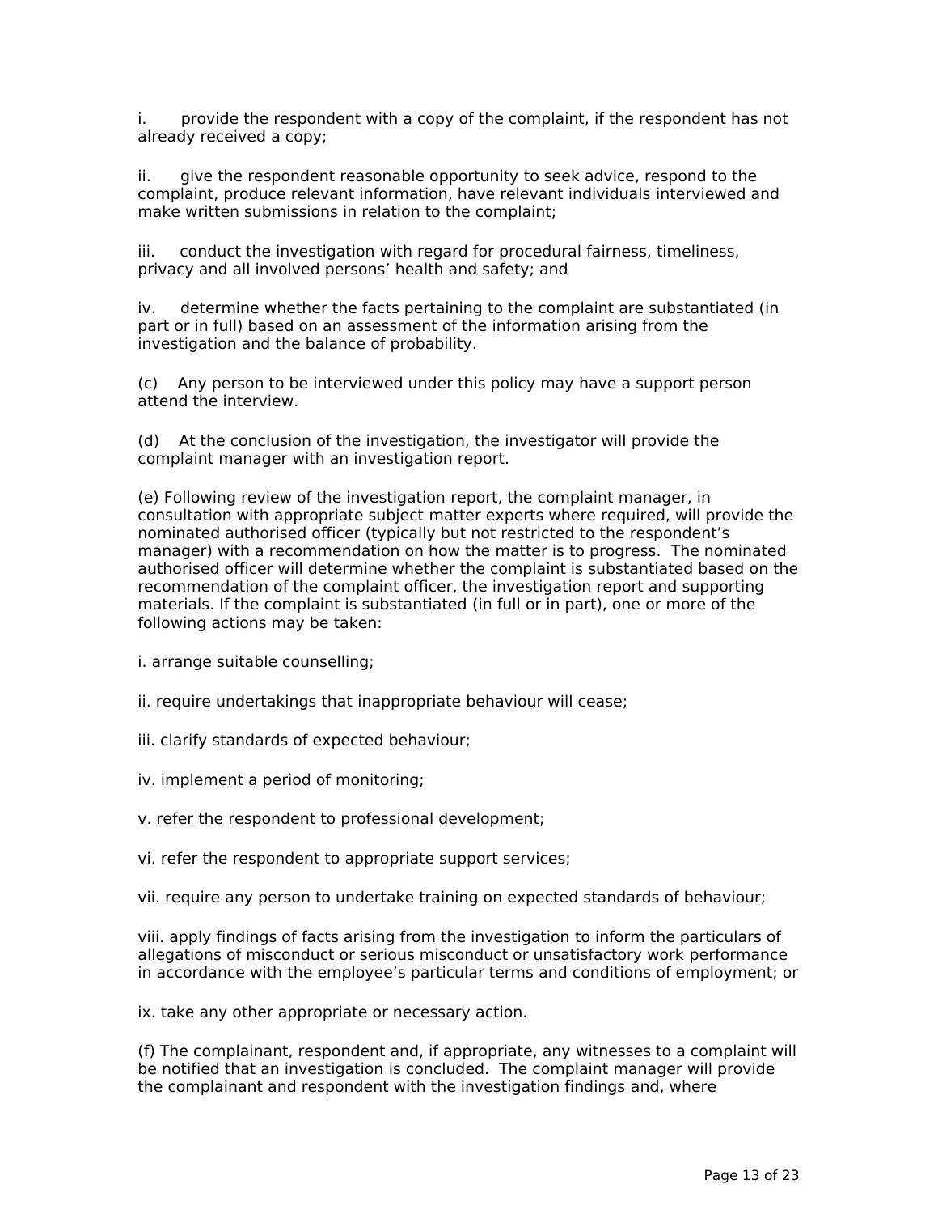i. provide the respondent with a copy of the complaint, if the respondent has not already received a copy;

ii. give the respondent reasonable opportunity to seek advice, respond to the complaint, produce relevant information, have relevant individuals interviewed and make written submissions in relation to the complaint;

iii. conduct the investigation with regard for procedural fairness, timeliness, privacy and all involved persons' health and safety; and

iv. determine whether the facts pertaining to the complaint are substantiated (in part or in full) based on an assessment of the information arising from the investigation and the balance of probability.

(c) Any person to be interviewed under this policy may have a support person attend the interview.

(d) At the conclusion of the investigation, the investigator will provide the complaint manager with an investigation report.

(e) Following review of the investigation report, the complaint manager, in consultation with appropriate subject matter experts where required, will provide the nominated authorised officer (typically but not restricted to the respondent's manager) with a recommendation on how the matter is to progress. The nominated authorised officer will determine whether the complaint is substantiated based on the recommendation of the complaint officer, the investigation report and supporting materials. If the complaint is substantiated (in full or in part), one or more of the following actions may be taken:

i. arrange suitable counselling;

ii. require undertakings that inappropriate behaviour will cease;

iii. clarify standards of expected behaviour;

iv. implement a period of monitoring;

v. refer the respondent to professional development;

vi. refer the respondent to appropriate support services;

vii. require any person to undertake training on expected standards of behaviour;

viii. apply findings of facts arising from the investigation to inform the particulars of allegations of misconduct or serious misconduct or unsatisfactory work performance in accordance with the employee's particular terms and conditions of employment; or

ix. take any other appropriate or necessary action.

(f) The complainant, respondent and, if appropriate, any witnesses to a complaint will be notified that an investigation is concluded. The complaint manager will provide the complainant and respondent with the investigation findings and, where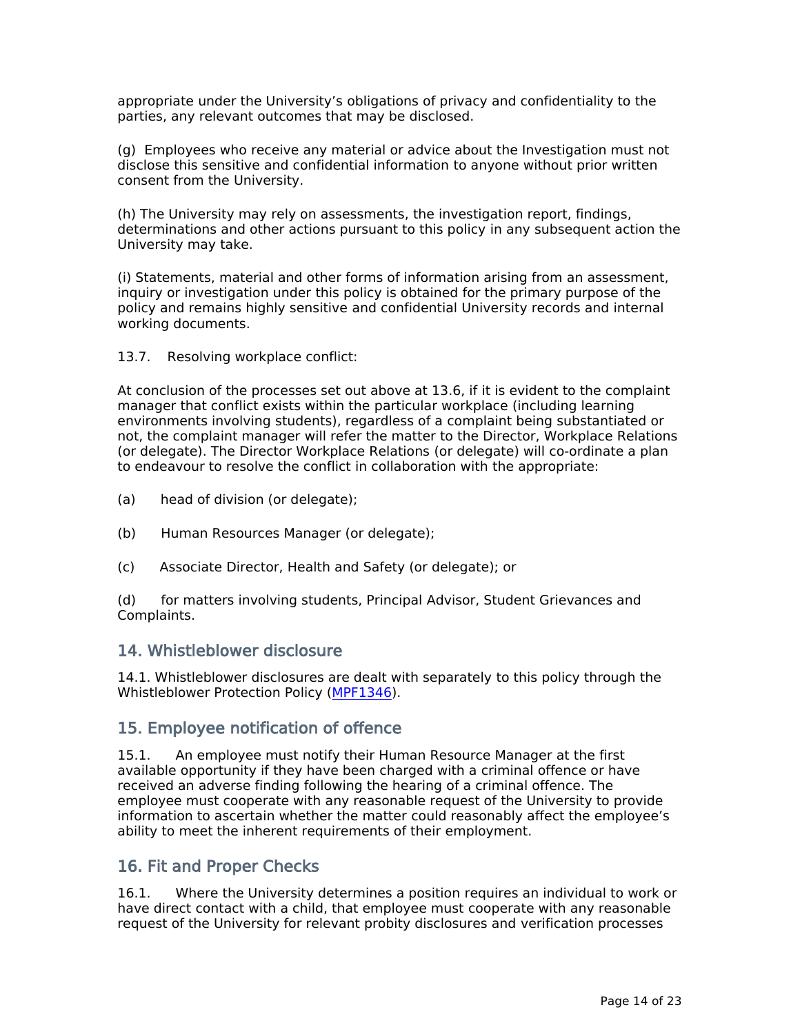appropriate under the University's obligations of privacy and confidentiality to the parties, any relevant outcomes that may be disclosed.

(g) Employees who receive any material or advice about the Investigation must not disclose this sensitive and confidential information to anyone without prior written consent from the University.

(h) The University may rely on assessments, the investigation report, findings, determinations and other actions pursuant to this policy in any subsequent action the University may take.

(i) Statements, material and other forms of information arising from an assessment, inquiry or investigation under this policy is obtained for the primary purpose of the policy and remains highly sensitive and confidential University records and internal working documents.

13.7. Resolving workplace conflict:

At conclusion of the processes set out above at 13.6, if it is evident to the complaint manager that conflict exists within the particular workplace (including learning environments involving students), regardless of a complaint being substantiated or not, the complaint manager will refer the matter to the Director, Workplace Relations (or delegate). The Director Workplace Relations (or delegate) will co-ordinate a plan to endeavour to resolve the conflict in collaboration with the appropriate:

(a) head of division (or delegate);

(b) Human Resources Manager (or delegate);

(c) Associate Director, Health and Safety (or delegate); or

(d) for matters involving students, Principal Advisor, Student Grievances and Complaints.

## 14. Whistleblower disclosure

14.1. Whistleblower disclosures are dealt with separately to this policy through the Whistleblower Protection Policy (MPF1346).

## 15. Employee notification of offence

15.1. An employee must notify their Human Resource Manager at the first available opportunity if they have been charged with a criminal offence or have received an adverse finding following the hearing of a criminal offence. The employee must cooperate with any reasonable request of the University to provide information to ascertain whether the matter could reasonably affect the employee's ability to meet the inherent requirements of their employment.

## 16. Fit and Proper Checks

16.1. Where the University determines a position requires an individual to work or have direct contact with a child, that employee must cooperate with any reasonable request of the University for relevant probity disclosures and verification processes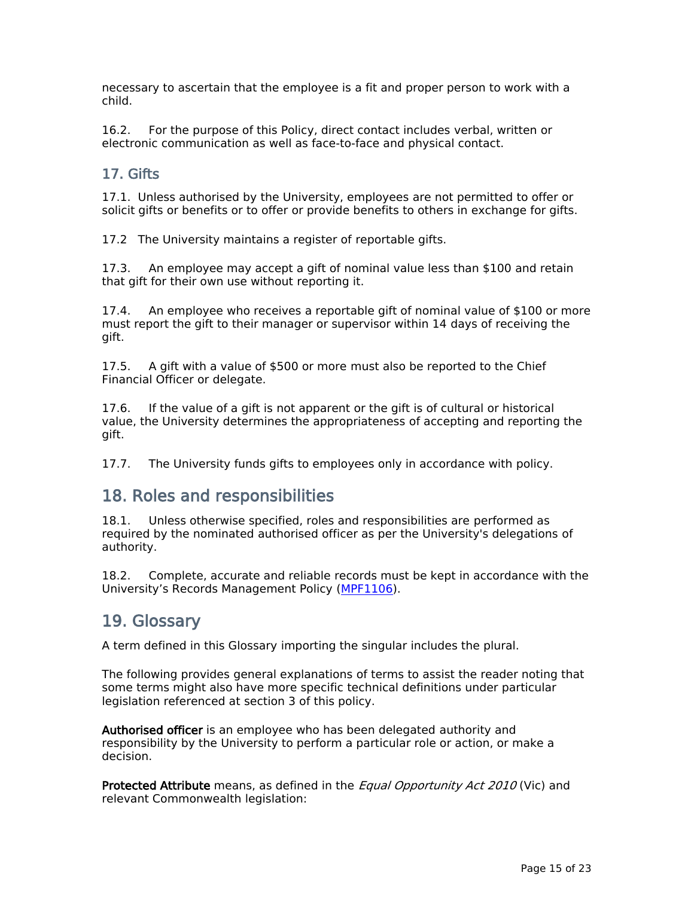necessary to ascertain that the employee is a fit and proper person to work with a child.

16.2. For the purpose of this Policy, direct contact includes verbal, written or electronic communication as well as face-to-face and physical contact.

### 17. Gifts

17.1. Unless authorised by the University, employees are not permitted to offer or solicit gifts or benefits or to offer or provide benefits to others in exchange for gifts.

17.2 The University maintains a register of reportable gifts.

17.3. An employee may accept a gift of nominal value less than $100 and retain that gift for their own use without reporting it.

17.4. An employee who receives a reportable gift of nominal value of $100 or more must report the gift to their manager or supervisor within 14 days of receiving the gift.

17.5. A gift with a value of $500 or more must also be reported to the Chief Financial Officer or delegate.

17.6. If the value of a gift is not apparent or the gift is of cultural or historical value, the University determines the appropriateness of accepting and reporting the gift.

17.7. The University funds gifts to employees only in accordance with policy.

## 18. Roles and responsibilities

18.1. Unless otherwise specified, roles and responsibilities are performed as required by the nominated authorised officer as per the University's delegations of authority.

18.2. Complete, accurate and reliable records must be kept in accordance with the University's Records Management Policy (MPF1106).

## 19. Glossary

A term defined in this Glossary importing the singular includes the plural.

The following provides general explanations of terms to assist the reader noting that some terms might also have more specific technical definitions under particular legislation referenced at section 3 of this policy.

**Authorised officer** is an employee who has been delegated authority and responsibility by the University to perform a particular role or action, or make a decision.

**Protected Attribute** means, as defined in the *Equal Opportunity Act 2010* (Vic) and relevant Commonwealth legislation: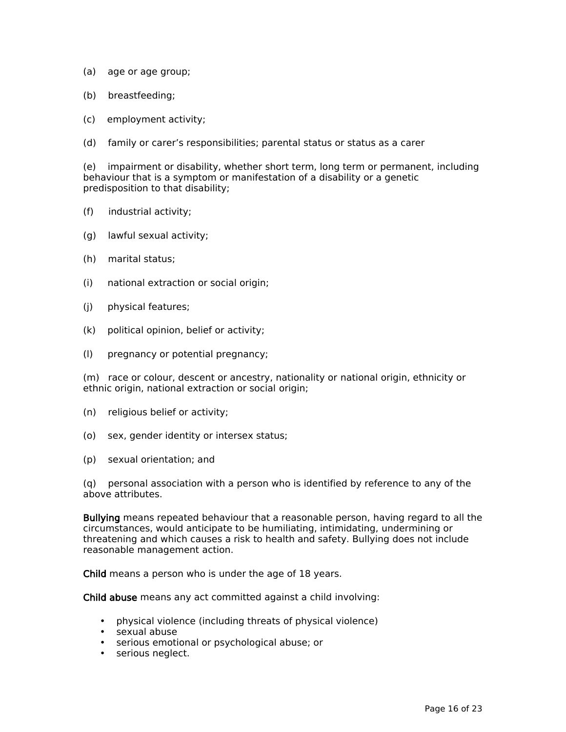(a) age or age group;

(b) breastfeeding;

(c) employment activity;

(d) family or carer's responsibilities; parental status or status as a carer

(e) impairment or disability, whether short term, long term or permanent, including behaviour that is a symptom or manifestation of a disability or a genetic predisposition to that disability;

(f) industrial activity;

(g) lawful sexual activity;

(h) marital status;

(i) national extraction or social origin;

(j) physical features;

(k) political opinion, belief or activity;

(l) pregnancy or potential pregnancy;

(m) race or colour, descent or ancestry, nationality or national origin, ethnicity or ethnic origin, national extraction or social origin;

(n) religious belief or activity;

(o) sex, gender identity or intersex status;

(p) sexual orientation; and

(q) personal association with a person who is identified by reference to any of the above attributes.

**Bullying** means repeated behaviour that a reasonable person, having regard to all the circumstances, would anticipate to be humiliating, intimidating, undermining or threatening and which causes a risk to health and safety. Bullying does not include reasonable management action.

**Child** means a person who is under the age of 18 years.

**Child abuse** means any act committed against a child involving:

- physical violence (including threats of physical violence)
- sexual abuse
- serious emotional or psychological abuse; or
- serious neglect.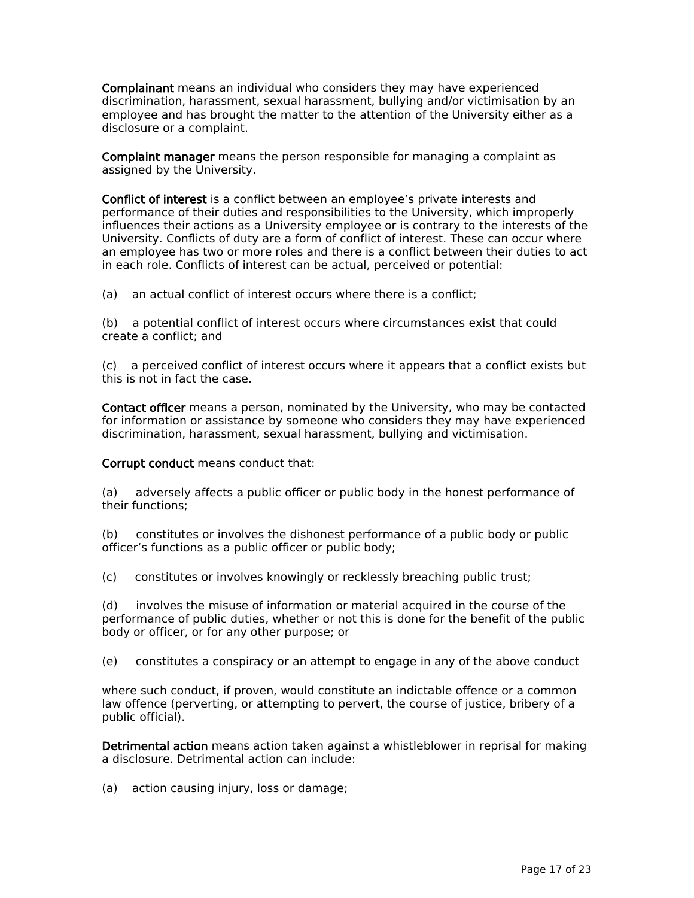**Complainant** means an individual who considers they may have experienced discrimination, harassment, sexual harassment, bullying and/or victimisation by an employee and has brought the matter to the attention of the University either as a disclosure or a complaint.

**Complaint manager** means the person responsible for managing a complaint as assigned by the University.

**Conflict of interest** is a conflict between an employee's private interests and performance of their duties and responsibilities to the University, which improperly influences their actions as a University employee or is contrary to the interests of the University. Conflicts of duty are a form of conflict of interest. These can occur where an employee has two or more roles and there is a conflict between their duties to act in each role. Conflicts of interest can be actual, perceived or potential:

(a) an actual conflict of interest occurs where there is a conflict;

(b) a potential conflict of interest occurs where circumstances exist that could create a conflict; and

(c) a perceived conflict of interest occurs where it appears that a conflict exists but this is not in fact the case.

**Contact officer** means a person, nominated by the University, who may be contacted for information or assistance by someone who considers they may have experienced discrimination, harassment, sexual harassment, bullying and victimisation.

**Corrupt conduct** means conduct that:

(a) adversely affects a public officer or public body in the honest performance of their functions;

(b) constitutes or involves the dishonest performance of a public body or public officer's functions as a public officer or public body;

(c) constitutes or involves knowingly or recklessly breaching public trust;

(d) involves the misuse of information or material acquired in the course of the performance of public duties, whether or not this is done for the benefit of the public body or officer, or for any other purpose; or

(e) constitutes a conspiracy or an attempt to engage in any of the above conduct

where such conduct, if proven, would constitute an indictable offence or a common law offence (perverting, or attempting to pervert, the course of justice, bribery of a public official).

**Detrimental action** means action taken against a whistleblower in reprisal for making a disclosure. Detrimental action can include:

(a) action causing injury, loss or damage;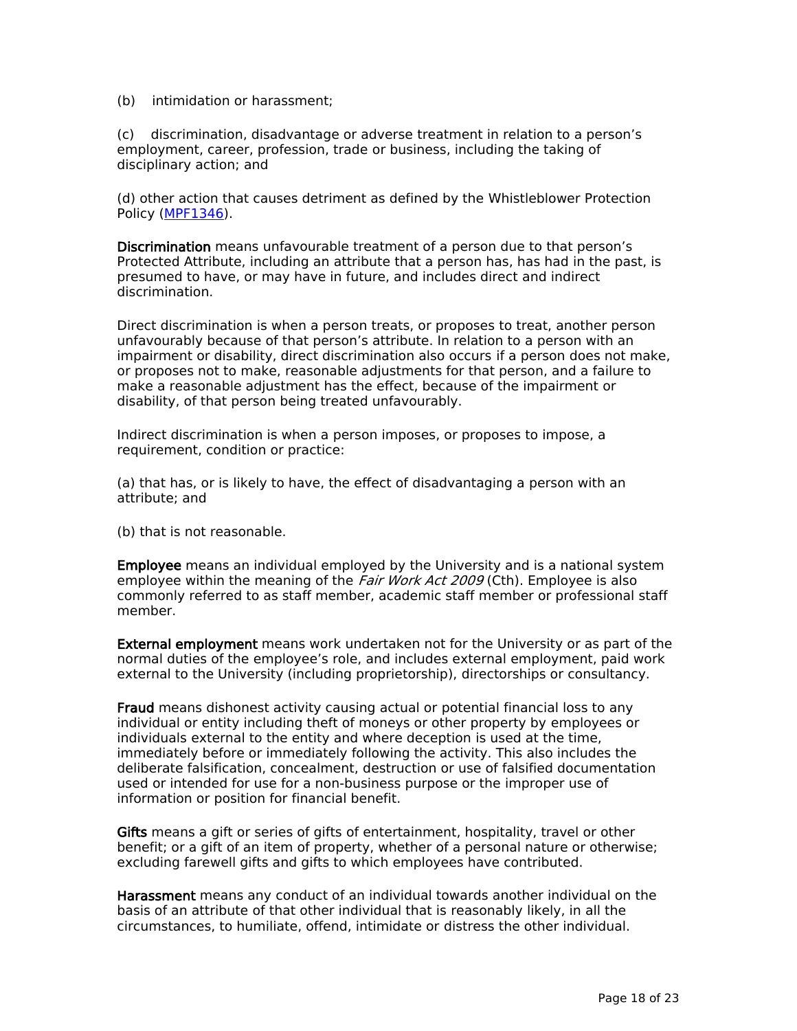(b) intimidation or harassment;

(c) discrimination, disadvantage or adverse treatment in relation to a person's employment, career, profession, trade or business, including the taking of disciplinary action; and

(d) other action that causes detriment as defined by the Whistleblower Protection Policy (MPF1346).

**Discrimination** means unfavourable treatment of a person due to that person's Protected Attribute, including an attribute that a person has, has had in the past, is presumed to have, or may have in future, and includes direct and indirect discrimination.

Direct discrimination is when a person treats, or proposes to treat, another person unfavourably because of that person's attribute. In relation to a person with an impairment or disability, direct discrimination also occurs if a person does not make, or proposes not to make, reasonable adjustments for that person, and a failure to make a reasonable adjustment has the effect, because of the impairment or disability, of that person being treated unfavourably.

Indirect discrimination is when a person imposes, or proposes to impose, a requirement, condition or practice:

(a) that has, or is likely to have, the effect of disadvantaging a person with an attribute; and

(b) that is not reasonable.

**Employee** means an individual employed by the University and is a national system employee within the meaning of the *Fair Work Act 2009* (Cth). Employee is also commonly referred to as staff member, academic staff member or professional staff member.

**External employment** means work undertaken not for the University or as part of the normal duties of the employee's role, and includes external employment, paid work external to the University (including proprietorship), directorships or consultancy.

**Fraud** means dishonest activity causing actual or potential financial loss to any individual or entity including theft of moneys or other property by employees or individuals external to the entity and where deception is used at the time, immediately before or immediately following the activity. This also includes the deliberate falsification, concealment, destruction or use of falsified documentation used or intended for use for a non-business purpose or the improper use of information or position for financial benefit.

**Gifts** means a gift or series of gifts of entertainment, hospitality, travel or other benefit; or a gift of an item of property, whether of a personal nature or otherwise; excluding farewell gifts and gifts to which employees have contributed.

**Harassment** means any conduct of an individual towards another individual on the basis of an attribute of that other individual that is reasonably likely, in all the circumstances, to humiliate, offend, intimidate or distress the other individual.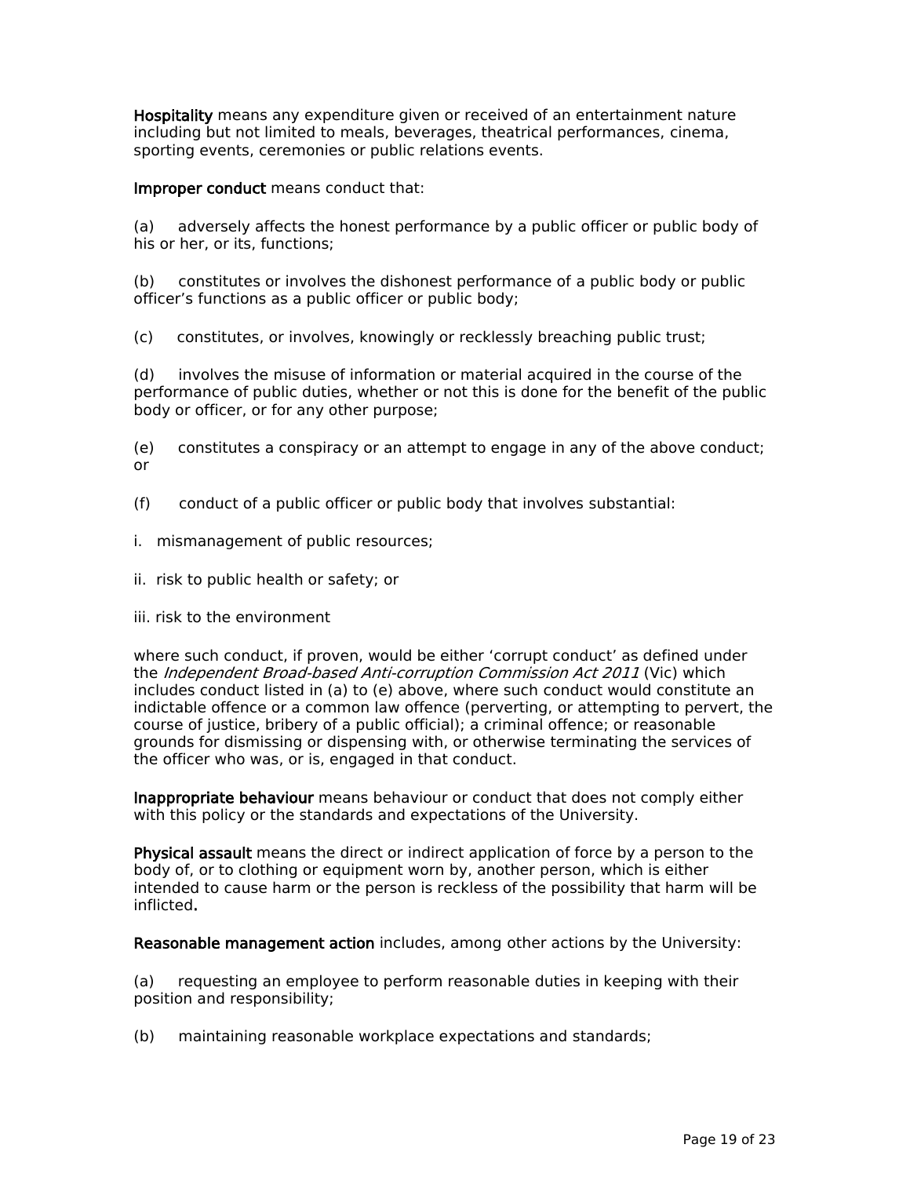**Hospitality** means any expenditure given or received of an entertainment nature including but not limited to meals, beverages, theatrical performances, cinema, sporting events, ceremonies or public relations events.

**Improper conduct** means conduct that:

(a) adversely affects the honest performance by a public officer or public body of his or her, or its, functions;

(b) constitutes or involves the dishonest performance of a public body or public officer's functions as a public officer or public body;

(c) constitutes, or involves, knowingly or recklessly breaching public trust;

(d) involves the misuse of information or material acquired in the course of the performance of public duties, whether or not this is done for the benefit of the public body or officer, or for any other purpose;

(e) constitutes a conspiracy or an attempt to engage in any of the above conduct; or

(f) conduct of a public officer or public body that involves substantial:

i. mismanagement of public resources;

ii. risk to public health or safety; or

iii. risk to the environment

where such conduct, if proven, would be either 'corrupt conduct' as defined under the *Independent Broad-based Anti-corruption Commission Act 2011* (Vic) which includes conduct listed in (a) to (e) above, where such conduct would constitute an indictable offence or a common law offence (perverting, or attempting to pervert, the course of justice, bribery of a public official); a criminal offence; or reasonable grounds for dismissing or dispensing with, or otherwise terminating the services of the officer who was, or is, engaged in that conduct.

**Inappropriate behaviour** means behaviour or conduct that does not comply either with this policy or the standards and expectations of the University.

**Physical assault** means the direct or indirect application of force by a person to the body of, or to clothing or equipment worn by, another person, which is either intended to cause harm or the person is reckless of the possibility that harm will be inflicted**.**

**Reasonable management action** includes, among other actions by the University:

(a) requesting an employee to perform reasonable duties in keeping with their position and responsibility;

(b) maintaining reasonable workplace expectations and standards;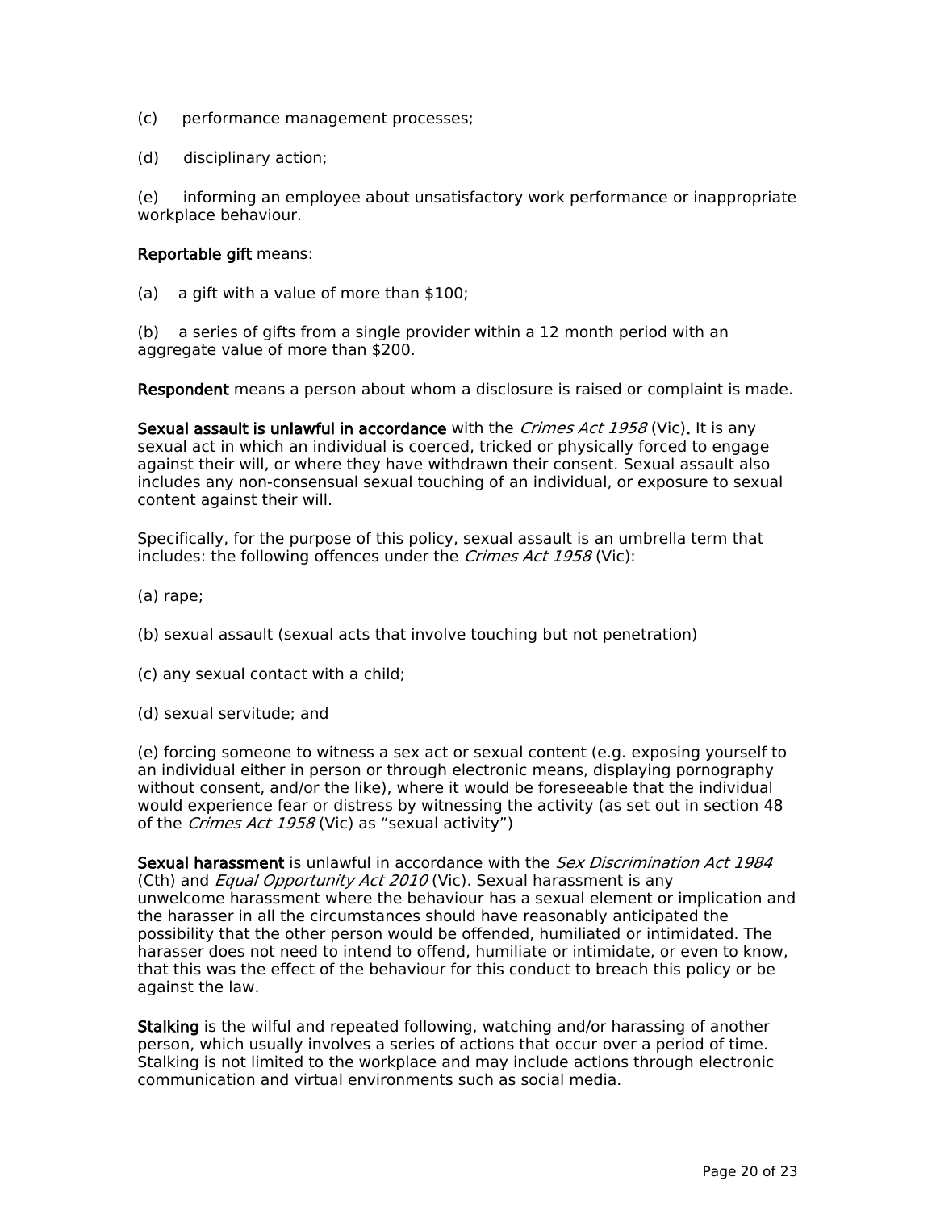(c) performance management processes;

(d) disciplinary action;

(e) informing an employee about unsatisfactory work performance or inappropriate workplace behaviour.

**Reportable gift** means:

(a) a gift with a value of more than $100;

(b) a series of gifts from a single provider within a 12 month period with an aggregate value of more than $200.

**Respondent** means a person about whom a disclosure is raised or complaint is made.

**Sexual assault is unlawful in accordance** with the *Crimes Act 1958* (Vic)**.** It is any sexual act in which an individual is coerced, tricked or physically forced to engage against their will, or where they have withdrawn their consent. Sexual assault also includes any non-consensual sexual touching of an individual, or exposure to sexual content against their will.

Specifically, for the purpose of this policy, sexual assault is an umbrella term that includes: the following offences under the *Crimes Act 1958* (Vic):

(a) rape;

(b) sexual assault (sexual acts that involve touching but not penetration)

(c) any sexual contact with a child;

(d) sexual servitude; and

(e) forcing someone to witness a sex act or sexual content (e.g. exposing yourself to an individual either in person or through electronic means, displaying pornography without consent, and/or the like), where it would be foreseeable that the individual would experience fear or distress by witnessing the activity (as set out in section 48 of the *Crimes Act 1958* (Vic) as "sexual activity")

**Sexual harassment** is unlawful in accordance with the *Sex Discrimination Act 1984* (Cth) and *Equal Opportunity Act 2010* (Vic). Sexual harassment is any unwelcome harassment where the behaviour has a sexual element or implication and the harasser in all the circumstances should have reasonably anticipated the possibility that the other person would be offended, humiliated or intimidated. The harasser does not need to intend to offend, humiliate or intimidate, or even to know, that this was the effect of the behaviour for this conduct to breach this policy or be against the law.

**Stalking** is the wilful and repeated following, watching and/or harassing of another person, which usually involves a series of actions that occur over a period of time. Stalking is not limited to the workplace and may include actions through electronic communication and virtual environments such as social media.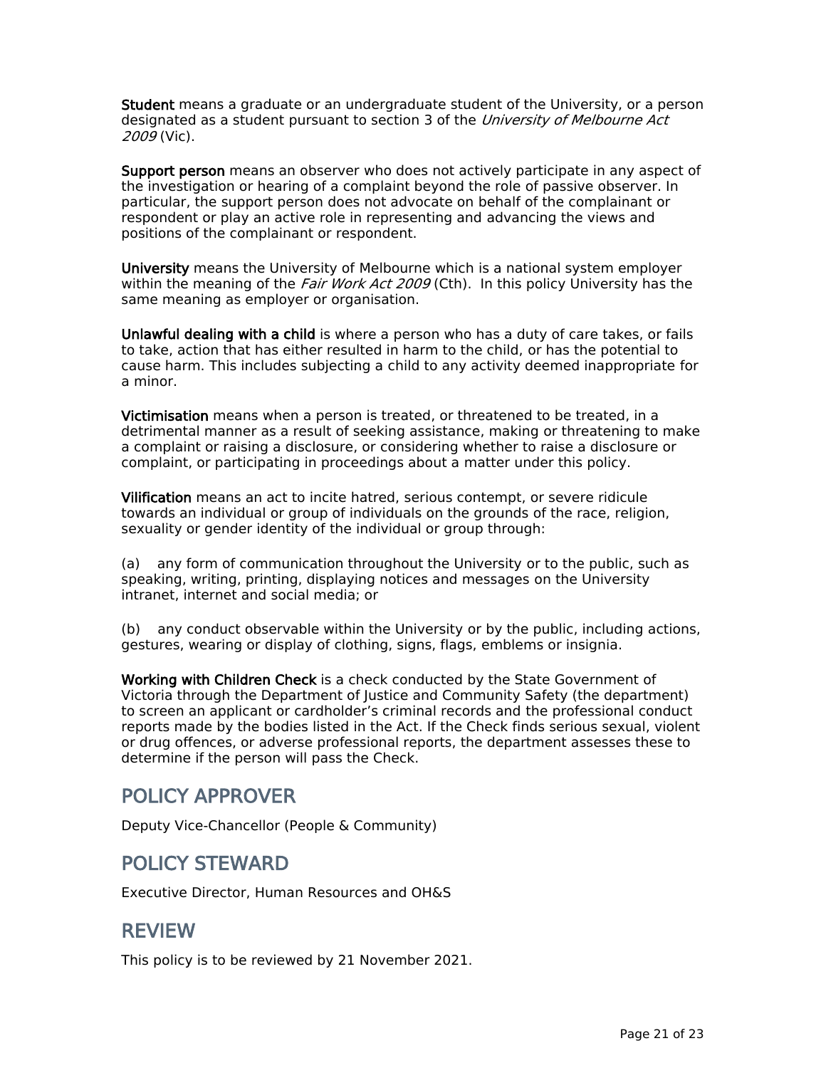**Student** means a graduate or an undergraduate student of the University, or a person designated as a student pursuant to section 3 of the *University of Melbourne Act 2009* (Vic).

**Support person** means an observer who does not actively participate in any aspect of the investigation or hearing of a complaint beyond the role of passive observer. In particular, the support person does not advocate on behalf of the complainant or respondent or play an active role in representing and advancing the views and positions of the complainant or respondent.

**University** means the University of Melbourne which is a national system employer within the meaning of the *Fair Work Act 2009* (Cth). In this policy University has the same meaning as employer or organisation.

**Unlawful dealing with a child** is where a person who has a duty of care takes, or fails to take, action that has either resulted in harm to the child, or has the potential to cause harm. This includes subjecting a child to any activity deemed inappropriate for a minor.

**Victimisation** means when a person is treated, or threatened to be treated, in a detrimental manner as a result of seeking assistance, making or threatening to make a complaint or raising a disclosure, or considering whether to raise a disclosure or complaint, or participating in proceedings about a matter under this policy.

**Vilification** means an act to incite hatred, serious contempt, or severe ridicule towards an individual or group of individuals on the grounds of the race, religion, sexuality or gender identity of the individual or group through:

(a) any form of communication throughout the University or to the public, such as speaking, writing, printing, displaying notices and messages on the University intranet, internet and social media; or

(b) any conduct observable within the University or by the public, including actions, gestures, wearing or display of clothing, signs, flags, emblems or insignia.

**Working with Children Check** is a check conducted by the State Government of Victoria through the Department of Justice and Community Safety (the department) to screen an applicant or cardholder's criminal records and the professional conduct reports made by the bodies listed in the Act. If the Check finds serious sexual, violent or drug offences, or adverse professional reports, the department assesses these to determine if the person will pass the Check.

## POLICY APPROVER

Deputy Vice-Chancellor (People & Community)

## POLICY STEWARD

Executive Director, Human Resources and OH&S

## REVIEW

This policy is to be reviewed by 21 November 2021.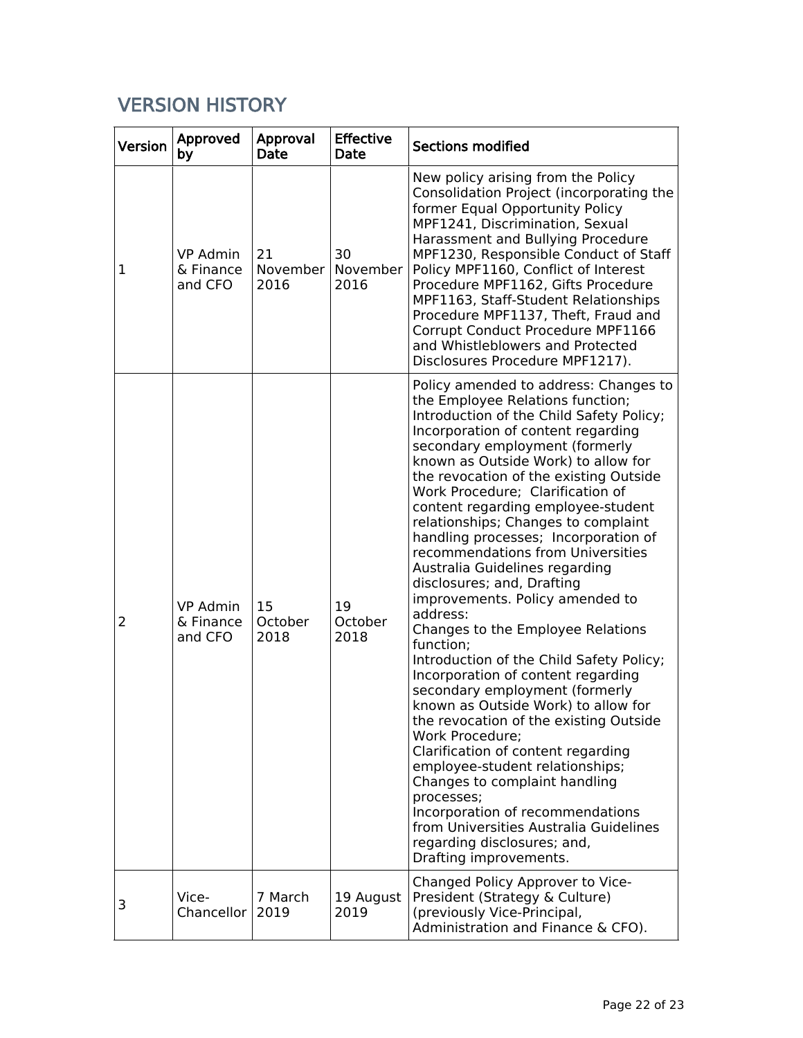## VERSION HISTORY

| Version | Approved by | Approval Date | Effective Date | Sections modified |
|---|---|---|---|---|
| 1 | VP Admin & Finance and CFO | 21 November 2016 | 30 November 2016 | New policy arising from the Policy Consolidation Project (incorporating the former Equal Opportunity Policy MPF1241, Discrimination, Sexual Harassment and Bullying Procedure MPF1230, Responsible Conduct of Staff Policy MPF1160, Conflict of Interest Procedure MPF1162, Gifts Procedure MPF1163, Staff-Student Relationships Procedure MPF1137, Theft, Fraud and Corrupt Conduct Procedure MPF1166 and Whistleblowers and Protected Disclosures Procedure MPF1217). |
| 2 | VP Admin & Finance and CFO | 15 October 2018 | 19 October 2018 | Policy amended to address: Changes to the Employee Relations function; Introduction of the Child Safety Policy; Incorporation of content regarding secondary employment (formerly known as Outside Work) to allow for the revocation of the existing Outside Work Procedure; Clarification of content regarding employee-student relationships; Changes to complaint handling processes; Incorporation of recommendations from Universities Australia Guidelines regarding disclosures; and, Drafting improvements. Policy amended to address:<br>Changes to the Employee Relations function;<br>Introduction of the Child Safety Policy;<br>Incorporation of content regarding secondary employment (formerly known as Outside Work) to allow for the revocation of the existing Outside Work Procedure;<br>Clarification of content regarding employee-student relationships;<br>Changes to complaint handling processes;<br>Incorporation of recommendations from Universities Australia Guidelines regarding disclosures; and,<br>Drafting improvements. |
| 3 | Vice-Chancellor | 7 March 2019 | 19 August 2019 | Changed Policy Approver to Vice-President (Strategy & Culture) (previously Vice-Principal, Administration and Finance & CFO). |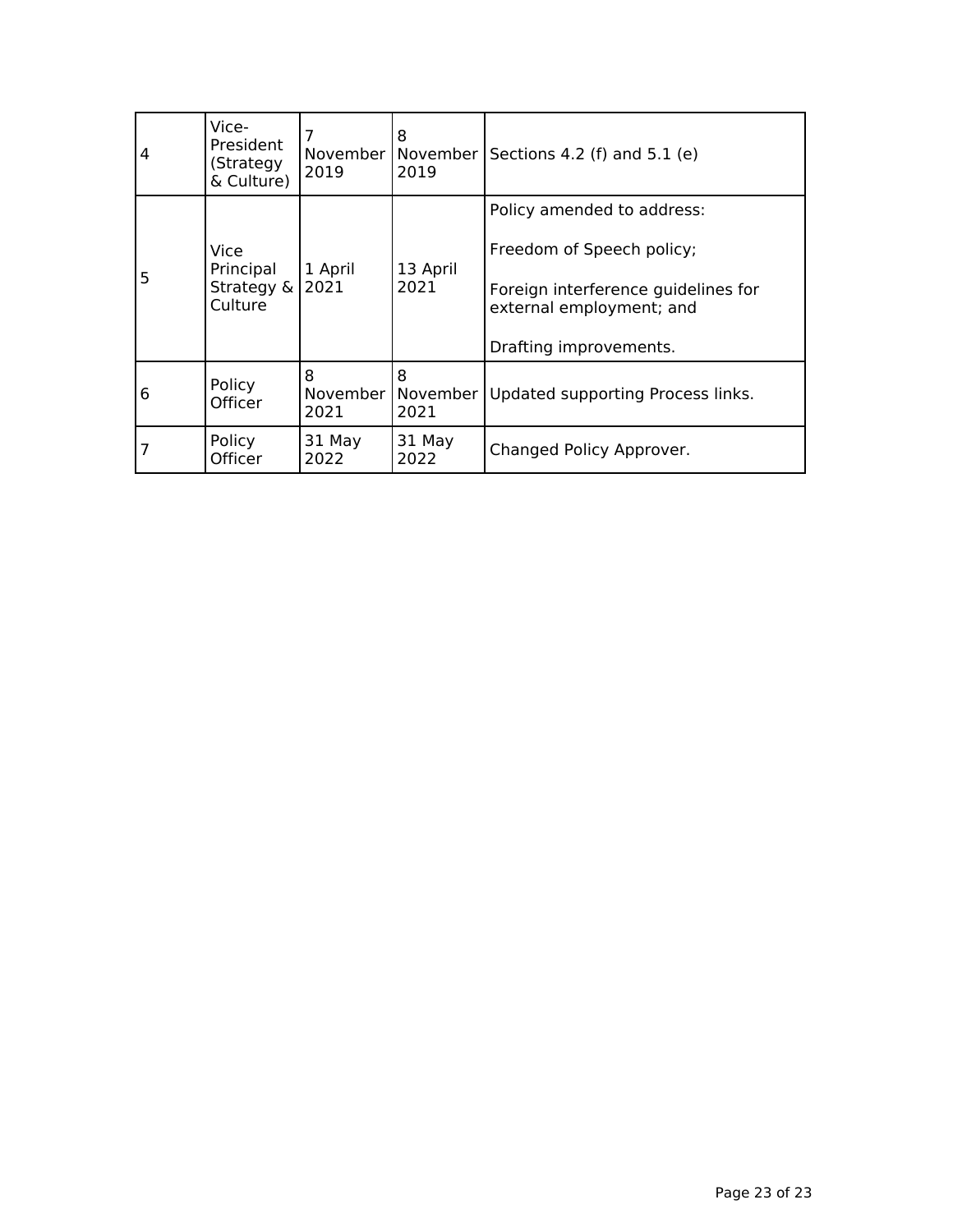| | | | | |
|---|---|---|---|---|
| 4 | Vice-President (Strategy & Culture) | 7 November 2019 | 8 November 2019 | Sections 4.2 (f) and 5.1 (e) |
| 5 | Vice Principal Strategy & Culture | 1 April 2021 | 13 April 2021 | Policy amended to address:<br><br>Freedom of Speech policy;<br><br>Foreign interference guidelines for external employment; and<br><br>Drafting improvements. |
| 6 | Policy Officer | 8 November 2021 | 8 November 2021 | Updated supporting Process links. |
| 7 | Policy Officer | 31 May 2022 | 31 May 2022 | Changed Policy Approver. |